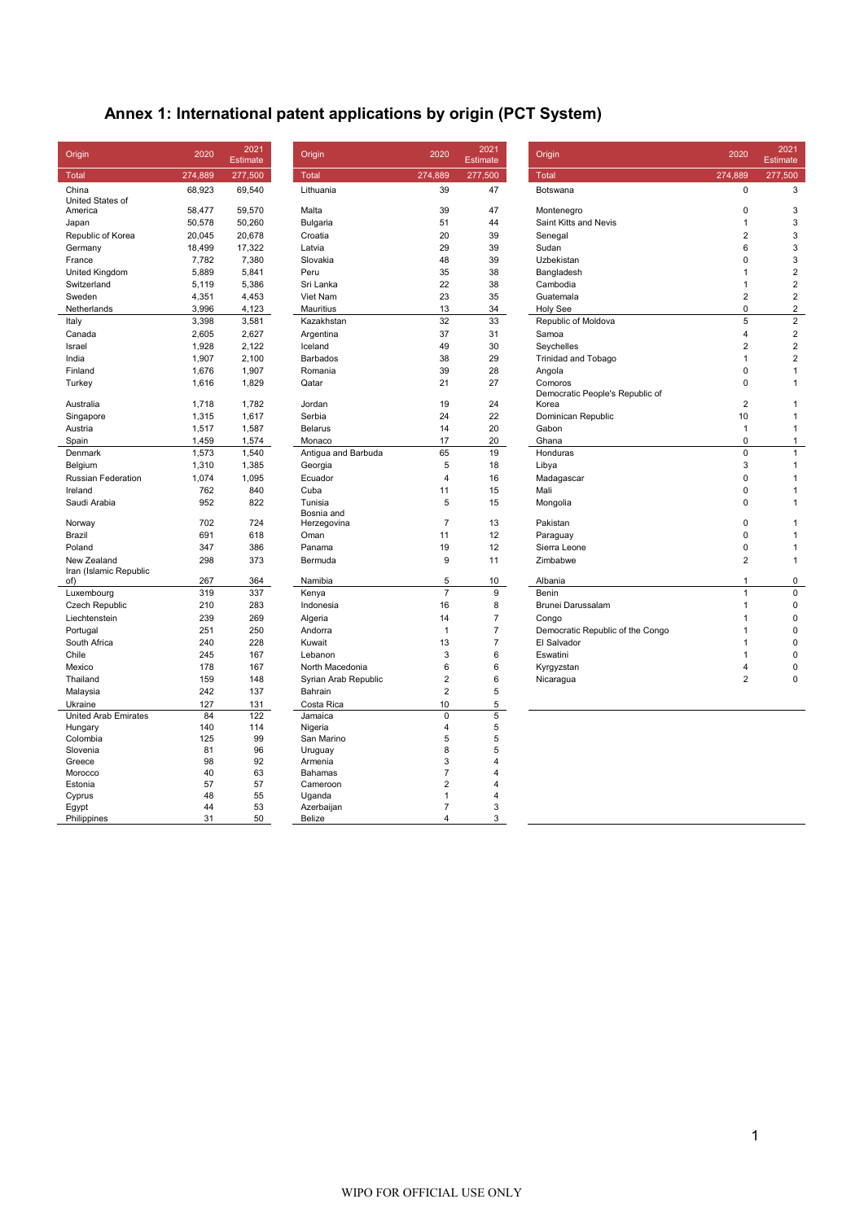# Annex 1: International patent applications by origin (PCT System)

| Origin | 2020 | 2021 Estimate |
|---|---|---|
| Total | 274,889 | 277,500 |
| China | 68,923 | 69,540 |
| United States of America | 58,477 | 59,570 |
| Japan | 50,578 | 50,260 |
| Republic of Korea | 20,045 | 20,678 |
| Germany | 18,499 | 17,322 |
| France | 7,782 | 7,380 |
| United Kingdom | 5,889 | 5,841 |
| Switzerland | 5,119 | 5,386 |
| Sweden | 4,351 | 4,453 |
| Netherlands | 3,996 | 4,123 |
| Italy | 3,398 | 3,581 |
| Canada | 2,605 | 2,627 |
| Israel | 1,928 | 2,122 |
| India | 1,907 | 2,100 |
| Finland | 1,676 | 1,907 |
| Turkey | 1,616 | 1,829 |
| Australia | 1,718 | 1,782 |
| Singapore | 1,315 | 1,617 |
| Austria | 1,517 | 1,587 |
| Spain | 1,459 | 1,574 |
| Denmark | 1,573 | 1,540 |
| Belgium | 1,310 | 1,385 |
| Russian Federation | 1,074 | 1,095 |
| Ireland | 762 | 840 |
| Saudi Arabia | 952 | 822 |
| Norway | 702 | 724 |
| Brazil | 691 | 618 |
| Poland | 347 | 386 |
| New Zealand | 298 | 373 |
| Iran (Islamic Republic of) | 267 | 364 |
| Luxembourg | 319 | 337 |
| Czech Republic | 210 | 283 |
| Liechtenstein | 239 | 269 |
| Portugal | 251 | 250 |
| South Africa | 240 | 228 |
| Chile | 245 | 167 |
| Mexico | 178 | 167 |
| Thailand | 159 | 148 |
| Malaysia | 242 | 137 |
| Ukraine | 127 | 131 |
| United Arab Emirates | 84 | 122 |
| Hungary | 140 | 114 |
| Colombia | 125 | 99 |
| Slovenia | 81 | 96 |
| Greece | 98 | 92 |
| Morocco | 40 | 63 |
| Estonia | 57 | 57 |
| Cyprus | 48 | 55 |
| Egypt | 44 | 53 |
| Philippines | 31 | 50 |
| Lithuania | 39 | 47 |
| Malta | 39 | 47 |
| Bulgaria | 51 | 44 |
| Croatia | 20 | 39 |
| Latvia | 29 | 39 |
| Slovakia | 48 | 39 |
| Peru | 35 | 38 |
| Sri Lanka | 22 | 38 |
| Viet Nam | 23 | 35 |
| Mauritius | 13 | 34 |
| Kazakhstan | 32 | 33 |
| Argentina | 37 | 31 |
| Iceland | 49 | 30 |
| Barbados | 38 | 29 |
| Romania | 39 | 28 |
| Qatar | 21 | 27 |
| Jordan | 19 | 24 |
| Serbia | 24 | 22 |
| Belarus | 14 | 20 |
| Monaco | 17 | 20 |
| Antigua and Barbuda | 65 | 19 |
| Georgia | 5 | 18 |
| Ecuador | 4 | 16 |
| Cuba | 11 | 15 |
| Tunisia | 5 | 15 |
| Bosnia and Herzegovina | 7 | 13 |
| Oman | 11 | 12 |
| Panama | 19 | 12 |
| Bermuda | 9 | 11 |
| Namibia | 5 | 10 |
| Kenya | 7 | 9 |
| Indonesia | 16 | 8 |
| Algeria | 14 | 7 |
| Andorra | 1 | 7 |
| Kuwait | 13 | 7 |
| Lebanon | 3 | 6 |
| North Macedonia | 6 | 6 |
| Syrian Arab Republic | 2 | 6 |
| Bahrain | 2 | 5 |
| Costa Rica | 10 | 5 |
| Jamaica | 0 | 5 |
| Nigeria | 4 | 5 |
| San Marino | 5 | 5 |
| Uruguay | 8 | 5 |
| Armenia | 3 | 4 |
| Bahamas | 7 | 4 |
| Cameroon | 2 | 4 |
| Uganda | 1 | 4 |
| Azerbaijan | 7 | 3 |
| Belize | 4 | 3 |
| Botswana | 0 | 3 |
| Montenegro | 0 | 3 |
| Saint Kitts and Nevis | 1 | 3 |
| Senegal | 2 | 3 |
| Sudan | 6 | 3 |
| Uzbekistan | 0 | 3 |
| Bangladesh | 1 | 2 |
| Cambodia | 1 | 2 |
| Guatemala | 2 | 2 |
| Holy See | 0 | 2 |
| Republic of Moldova | 5 | 2 |
| Samoa | 4 | 2 |
| Seychelles | 2 | 2 |
| Trinidad and Tobago | 1 | 2 |
| Angola | 0 | 1 |
| Comoros | 0 | 1 |
| Democratic People's Republic of Korea | 2 | 1 |
| Dominican Republic | 10 | 1 |
| Gabon | 1 | 1 |
| Ghana | 0 | 1 |
| Honduras | 0 | 1 |
| Libya | 3 | 1 |
| Madagascar | 0 | 1 |
| Mali | 0 | 1 |
| Mongolia | 0 | 1 |
| Pakistan | 0 | 1 |
| Paraguay | 0 | 1 |
| Sierra Leone | 0 | 1 |
| Zimbabwe | 2 | 1 |
| Albania | 1 | 0 |
| Benin | 1 | 0 |
| Brunei Darussalam | 1 | 0 |
| Congo | 1 | 0 |
| Democratic Republic of the Congo | 1 | 0 |
| El Salvador | 1 | 0 |
| Eswatini | 1 | 0 |
| Kyrgyzstan | 4 | 0 |
| Nicaragua | 2 | 0 |

WIPO FOR OFFICIAL USE ONLY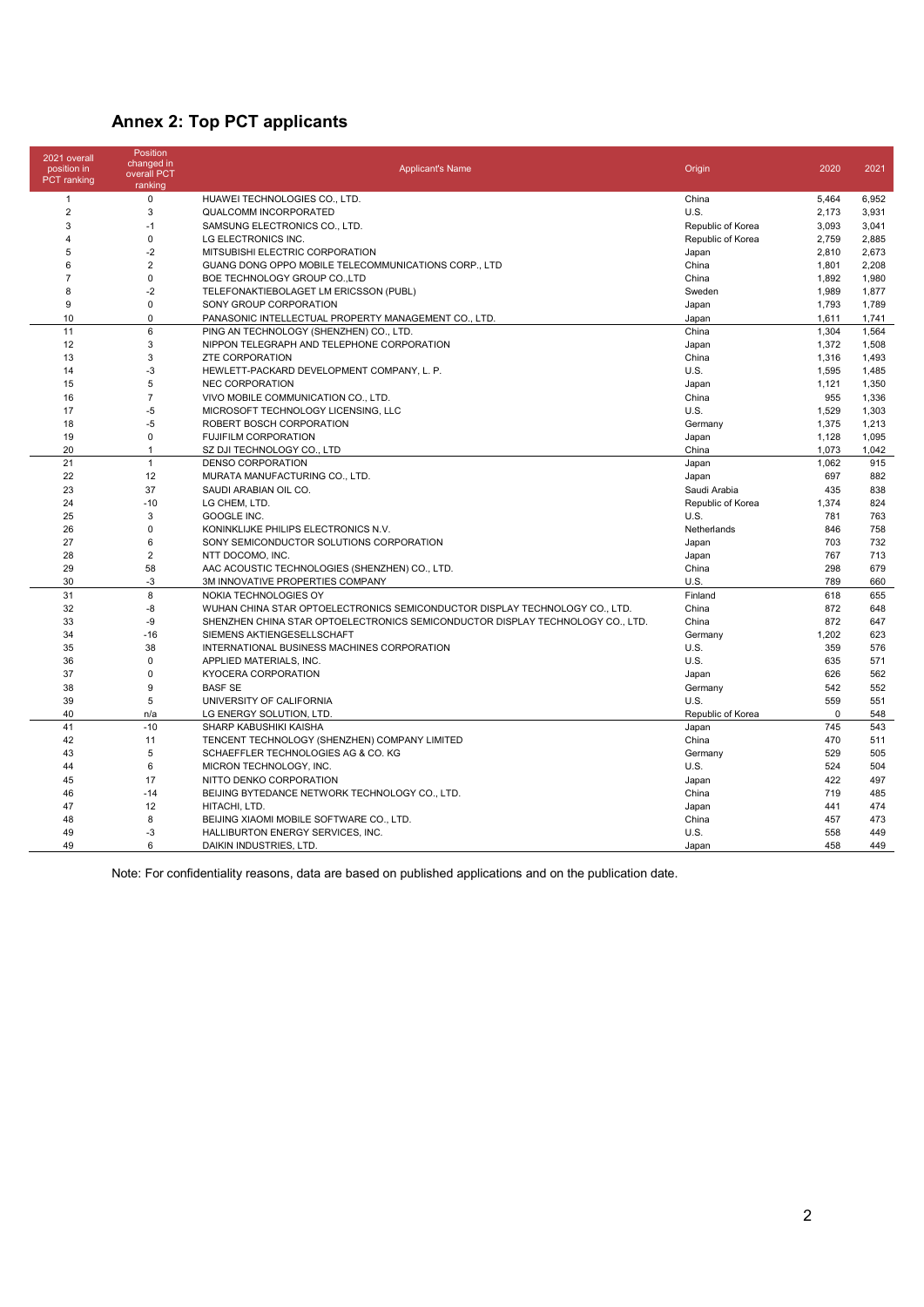## Annex 2: Top PCT applicants

| 2021 overall position in PCT ranking | Position changed in overall PCT ranking | Applicant's Name | Origin | 2020 | 2021 |
|---|---|---|---|---|---|
| 1 | 0 | HUAWEI TECHNOLOGIES CO., LTD. | China | 5,464 | 6,952 |
| 2 | 3 | QUALCOMM INCORPORATED | U.S. | 2,173 | 3,931 |
| 3 | -1 | SAMSUNG ELECTRONICS CO., LTD. | Republic of Korea | 3,093 | 3,041 |
| 4 | 0 | LG ELECTRONICS INC. | Republic of Korea | 2,759 | 2,885 |
| 5 | -2 | MITSUBISHI ELECTRIC CORPORATION | Japan | 2,810 | 2,673 |
| 6 | 2 | GUANG DONG OPPO MOBILE TELECOMMUNICATIONS CORP., LTD | China | 1,801 | 2,208 |
| 7 | 0 | BOE TECHNOLOGY GROUP CO.,LTD | China | 1,892 | 1,980 |
| 8 | -2 | TELEFONAKTIEBOLAGET LM ERICSSON (PUBL) | Sweden | 1,989 | 1,877 |
| 9 | 0 | SONY GROUP CORPORATION | Japan | 1,793 | 1,789 |
| 10 | 0 | PANASONIC INTELLECTUAL PROPERTY MANAGEMENT CO., LTD. | Japan | 1,611 | 1,741 |
| 11 | 6 | PING AN TECHNOLOGY (SHENZHEN) CO., LTD. | China | 1,304 | 1,564 |
| 12 | 3 | NIPPON TELEGRAPH AND TELEPHONE CORPORATION | Japan | 1,372 | 1,508 |
| 13 | 3 | ZTE CORPORATION | China | 1,316 | 1,493 |
| 14 | -3 | HEWLETT-PACKARD DEVELOPMENT COMPANY, L. P. | U.S. | 1,595 | 1,485 |
| 15 | 5 | NEC CORPORATION | Japan | 1,121 | 1,350 |
| 16 | 7 | VIVO MOBILE COMMUNICATION CO., LTD. | China | 955 | 1,336 |
| 17 | -5 | MICROSOFT TECHNOLOGY LICENSING, LLC | U.S. | 1,529 | 1,303 |
| 18 | -5 | ROBERT BOSCH CORPORATION | Germany | 1,375 | 1,213 |
| 19 | 0 | FUJIFILM CORPORATION | Japan | 1,128 | 1,095 |
| 20 | 1 | SZ DJI TECHNOLOGY CO., LTD | China | 1,073 | 1,042 |
| 21 | 1 | DENSO CORPORATION | Japan | 1,062 | 915 |
| 22 | 12 | MURATA MANUFACTURING CO., LTD. | Japan | 697 | 882 |
| 23 | 37 | SAUDI ARABIAN OIL CO. | Saudi Arabia | 435 | 838 |
| 24 | -10 | LG CHEM, LTD. | Republic of Korea | 1,374 | 824 |
| 25 | 3 | GOOGLE INC. | U.S. | 781 | 763 |
| 26 | 0 | KONINKLIJKE PHILIPS ELECTRONICS N.V. | Netherlands | 846 | 758 |
| 27 | 6 | SONY SEMICONDUCTOR SOLUTIONS CORPORATION | Japan | 703 | 732 |
| 28 | 2 | NTT DOCOMO, INC. | Japan | 767 | 713 |
| 29 | 58 | AAC ACOUSTIC TECHNOLOGIES (SHENZHEN) CO., LTD. | China | 298 | 679 |
| 30 | -3 | 3M INNOVATIVE PROPERTIES COMPANY | U.S. | 789 | 660 |
| 31 | 8 | NOKIA TECHNOLOGIES OY | Finland | 618 | 655 |
| 32 | -8 | WUHAN CHINA STAR OPTOELECTRONICS SEMICONDUCTOR DISPLAY TECHNOLOGY CO., LTD. | China | 872 | 648 |
| 33 | -9 | SHENZHEN CHINA STAR OPTOELECTRONICS SEMICONDUCTOR DISPLAY TECHNOLOGY CO., LTD. | China | 872 | 647 |
| 34 | -16 | SIEMENS AKTIENGESELLSCHAFT | Germany | 1,202 | 623 |
| 35 | 38 | INTERNATIONAL BUSINESS MACHINES CORPORATION | U.S. | 359 | 576 |
| 36 | 0 | APPLIED MATERIALS, INC. | U.S. | 635 | 571 |
| 37 | 0 | KYOCERA CORPORATION | Japan | 626 | 562 |
| 38 | 9 | BASF SE | Germany | 542 | 552 |
| 39 | 5 | UNIVERSITY OF CALIFORNIA | U.S. | 559 | 551 |
| 40 | n/a | LG ENERGY SOLUTION, LTD. | Republic of Korea | 0 | 548 |
| 41 | -10 | SHARP KABUSHIKI KAISHA | Japan | 745 | 543 |
| 42 | 11 | TENCENT TECHNOLOGY (SHENZHEN) COMPANY LIMITED | China | 470 | 511 |
| 43 | 5 | SCHAEFFLER TECHNOLOGIES AG & CO. KG | Germany | 529 | 505 |
| 44 | 6 | MICRON TECHNOLOGY, INC. | U.S. | 524 | 504 |
| 45 | 17 | NITTO DENKO CORPORATION | Japan | 422 | 497 |
| 46 | -14 | BEIJING BYTEDANCE NETWORK TECHNOLOGY CO., LTD. | China | 719 | 485 |
| 47 | 12 | HITACHI, LTD. | Japan | 441 | 474 |
| 48 | 8 | BEIJING XIAOMI MOBILE SOFTWARE CO., LTD. | China | 457 | 473 |
| 49 | -3 | HALLIBURTON ENERGY SERVICES, INC. | U.S. | 558 | 449 |
| 49 | 6 | DAIKIN INDUSTRIES, LTD. | Japan | 458 | 449 |

Note: For confidentiality reasons, data are based on published applications and on the publication date.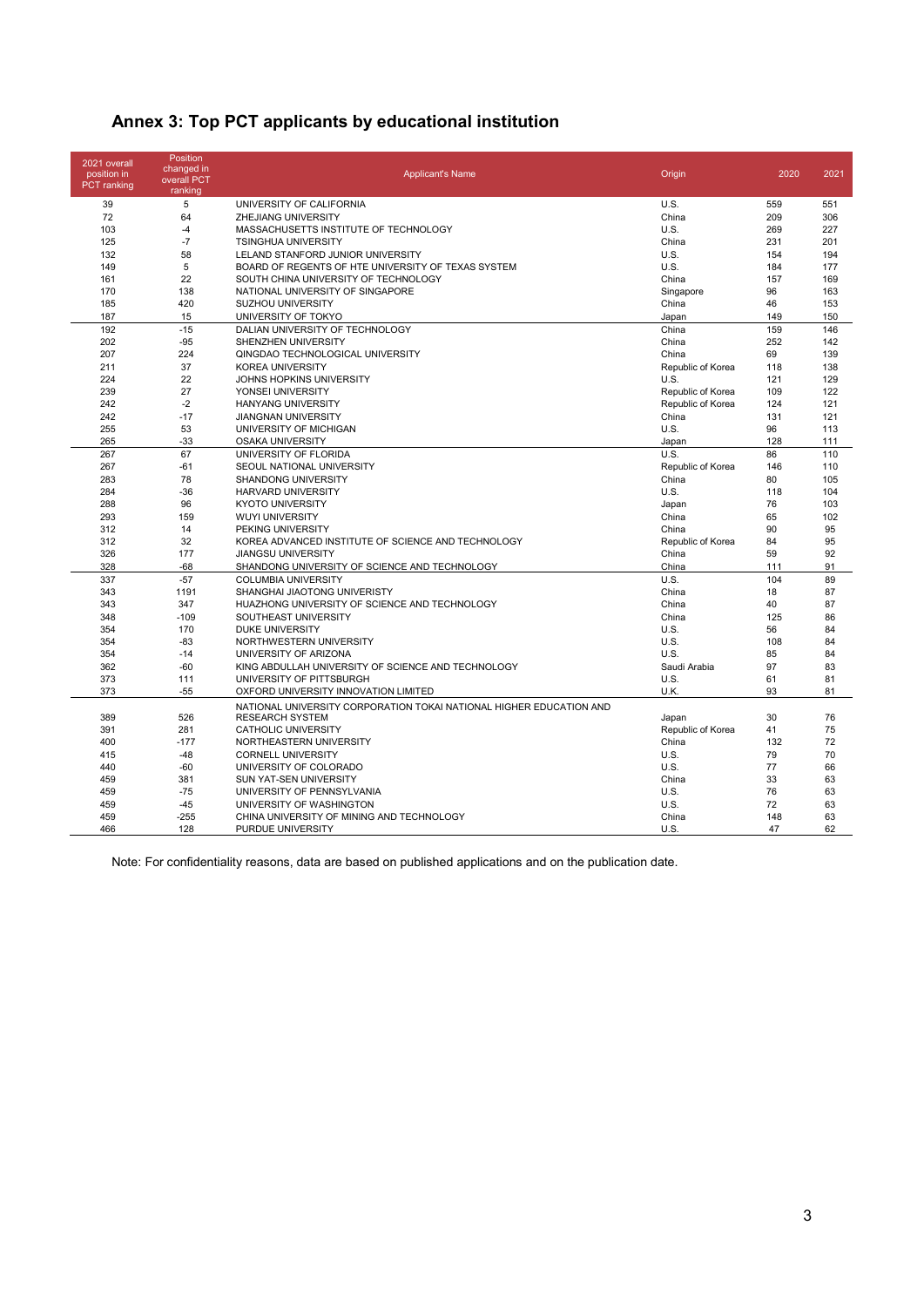# Annex 3: Top PCT applicants by educational institution

| 2021 overall position in PCT ranking | Position changed in overall PCT ranking | Applicant's Name | Origin | 2020 | 2021 |
|---|---|---|---|---|---|
| 39 | 5 | UNIVERSITY OF CALIFORNIA | U.S. | 559 | 551 |
| 72 | 64 | ZHEJIANG UNIVERSITY | China | 209 | 306 |
| 103 | -4 | MASSACHUSETTS INSTITUTE OF TECHNOLOGY | U.S. | 269 | 227 |
| 125 | -7 | TSINGHUA UNIVERSITY | China | 231 | 201 |
| 132 | 58 | LELAND STANFORD JUNIOR UNIVERSITY | U.S. | 154 | 194 |
| 149 | 5 | BOARD OF REGENTS OF HTE UNIVERSITY OF TEXAS SYSTEM | U.S. | 184 | 177 |
| 161 | 22 | SOUTH CHINA UNIVERSITY OF TECHNOLOGY | China | 157 | 169 |
| 170 | 138 | NATIONAL UNIVERSITY OF SINGAPORE | Singapore | 96 | 163 |
| 185 | 420 | SUZHOU UNIVERSITY | China | 46 | 153 |
| 187 | 15 | UNIVERSITY OF TOKYO | Japan | 149 | 150 |
| 192 | -15 | DALIAN UNIVERSITY OF TECHNOLOGY | China | 159 | 146 |
| 202 | -95 | SHENZHEN UNIVERSITY | China | 252 | 142 |
| 207 | 224 | QINGDAO TECHNOLOGICAL UNIVERSITY | China | 69 | 139 |
| 211 | 37 | KOREA UNIVERSITY | Republic of Korea | 118 | 138 |
| 224 | 22 | JOHNS HOPKINS UNIVERSITY | U.S. | 121 | 129 |
| 239 | 27 | YONSEI UNIVERSITY | Republic of Korea | 109 | 122 |
| 242 | -2 | HANYANG UNIVERSITY | Republic of Korea | 124 | 121 |
| 242 | -17 | JIANGNAN UNIVERSITY | China | 131 | 121 |
| 255 | 53 | UNIVERSITY OF MICHIGAN | U.S. | 96 | 113 |
| 265 | -33 | OSAKA UNIVERSITY | Japan | 128 | 111 |
| 267 | 67 | UNIVERSITY OF FLORIDA | U.S. | 86 | 110 |
| 267 | -61 | SEOUL NATIONAL UNIVERSITY | Republic of Korea | 146 | 110 |
| 283 | 78 | SHANDONG UNIVERSITY | China | 80 | 105 |
| 284 | -36 | HARVARD UNIVERSITY | U.S. | 118 | 104 |
| 288 | 96 | KYOTO UNIVERSITY | Japan | 76 | 103 |
| 293 | 159 | WUYI UNIVERSITY | China | 65 | 102 |
| 312 | 14 | PEKING UNIVERSITY | China | 90 | 95 |
| 312 | 32 | KOREA ADVANCED INSTITUTE OF SCIENCE AND TECHNOLOGY | Republic of Korea | 84 | 95 |
| 326 | 177 | JIANGSU UNIVERSITY | China | 59 | 92 |
| 328 | -68 | SHANDONG UNIVERSITY OF SCIENCE AND TECHNOLOGY | China | 111 | 91 |
| 337 | -57 | COLUMBIA UNIVERSITY | U.S. | 104 | 89 |
| 343 | 1191 | SHANGHAI JIAOTONG UNIVERISTY | China | 18 | 87 |
| 343 | 347 | HUAZHONG UNIVERSITY OF SCIENCE AND TECHNOLOGY | China | 40 | 87 |
| 348 | -109 | SOUTHEAST UNIVERSITY | China | 125 | 86 |
| 354 | 170 | DUKE UNIVERSITY | U.S. | 56 | 84 |
| 354 | -83 | NORTHWESTERN UNIVERSITY | U.S. | 108 | 84 |
| 354 | -14 | UNIVERSITY OF ARIZONA | U.S. | 85 | 84 |
| 362 | -60 | KING ABDULLAH UNIVERSITY OF SCIENCE AND TECHNOLOGY | Saudi Arabia | 97 | 83 |
| 373 | 111 | UNIVERSITY OF PITTSBURGH | U.S. | 61 | 81 |
| 373 | -55 | OXFORD UNIVERSITY INNOVATION LIMITED | U.K. | 93 | 81 |
| 389 | 526 | NATIONAL UNIVERSITY CORPORATION TOKAI NATIONAL HIGHER EDUCATION AND RESEARCH SYSTEM | Japan | 30 | 76 |
| 391 | 281 | CATHOLIC UNIVERSITY | Republic of Korea | 41 | 75 |
| 400 | -177 | NORTHEASTERN UNIVERSITY | China | 132 | 72 |
| 415 | -48 | CORNELL UNIVERSITY | U.S. | 79 | 70 |
| 440 | -60 | UNIVERSITY OF COLORADO | U.S. | 77 | 66 |
| 459 | 381 | SUN YAT-SEN UNIVERSITY | China | 33 | 63 |
| 459 | -75 | UNIVERSITY OF PENNSYLVANIA | U.S. | 76 | 63 |
| 459 | -45 | UNIVERSITY OF WASHINGTON | U.S. | 72 | 63 |
| 459 | -255 | CHINA UNIVERSITY OF MINING AND TECHNOLOGY | China | 148 | 63 |
| 466 | 128 | PURDUE UNIVERSITY | U.S. | 47 | 62 |

Note: For confidentiality reasons, data are based on published applications and on the publication date.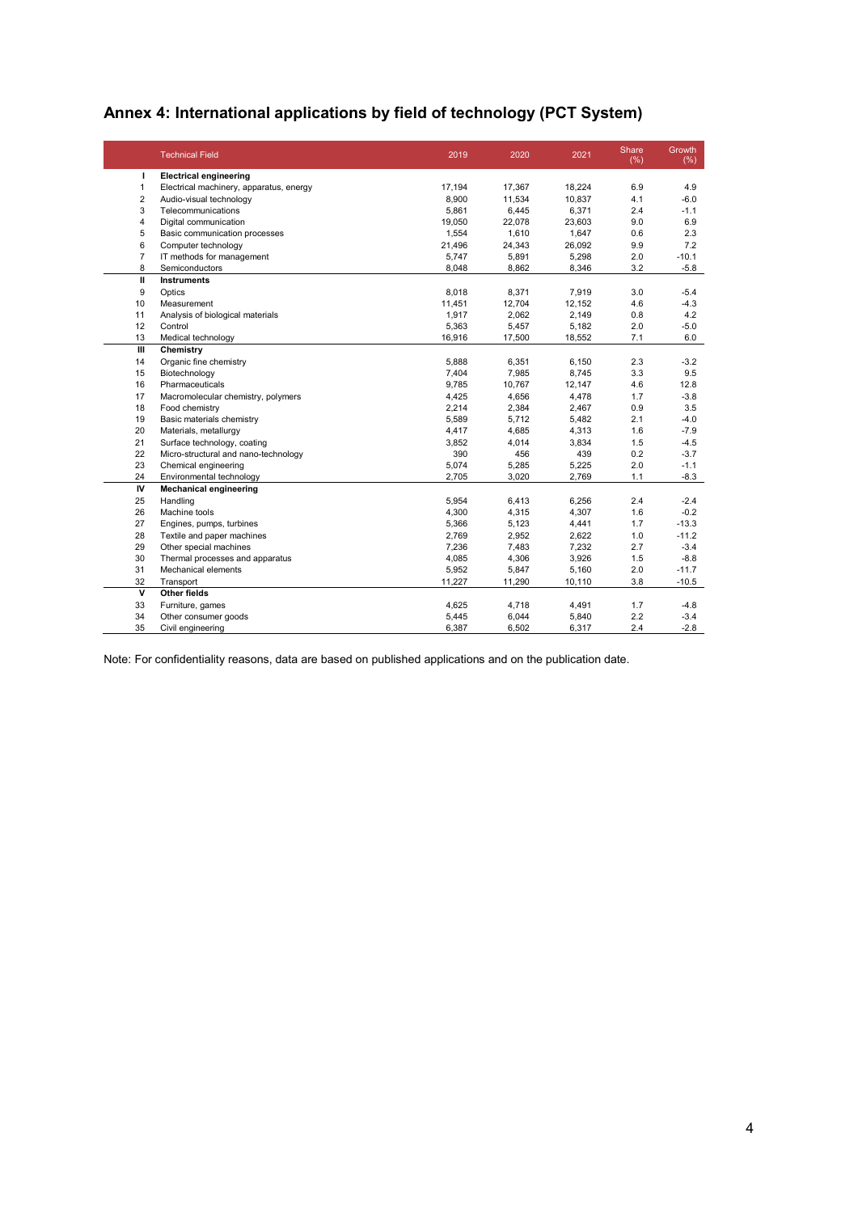## Annex 4: International applications by field of technology (PCT System)

| | Technical Field | 2019 | 2020 | 2021 | Share (%) | Growth (%) |
|---|---|---|---|---|---|---|
| **I** | **Electrical engineering** | | | | | |
| 1 | Electrical machinery, apparatus, energy | 17,194 | 17,367 | 18,224 | 6.9 | 4.9 |
| 2 | Audio-visual technology | 8,900 | 11,534 | 10,837 | 4.1 | -6.0 |
| 3 | Telecommunications | 5,861 | 6,445 | 6,371 | 2.4 | -1.1 |
| 4 | Digital communication | 19,050 | 22,078 | 23,603 | 9.0 | 6.9 |
| 5 | Basic communication processes | 1,554 | 1,610 | 1,647 | 0.6 | 2.3 |
| 6 | Computer technology | 21,496 | 24,343 | 26,092 | 9.9 | 7.2 |
| 7 | IT methods for management | 5,747 | 5,891 | 5,298 | 2.0 | -10.1 |
| 8 | Semiconductors | 8,048 | 8,862 | 8,346 | 3.2 | -5.8 |
| **II** | **Instruments** | | | | | |
| 9 | Optics | 8,018 | 8,371 | 7,919 | 3.0 | -5.4 |
| 10 | Measurement | 11,451 | 12,704 | 12,152 | 4.6 | -4.3 |
| 11 | Analysis of biological materials | 1,917 | 2,062 | 2,149 | 0.8 | 4.2 |
| 12 | Control | 5,363 | 5,457 | 5,182 | 2.0 | -5.0 |
| 13 | Medical technology | 16,916 | 17,500 | 18,552 | 7.1 | 6.0 |
| **III** | **Chemistry** | | | | | |
| 14 | Organic fine chemistry | 5,888 | 6,351 | 6,150 | 2.3 | -3.2 |
| 15 | Biotechnology | 7,404 | 7,985 | 8,745 | 3.3 | 9.5 |
| 16 | Pharmaceuticals | 9,785 | 10,767 | 12,147 | 4.6 | 12.8 |
| 17 | Macromolecular chemistry, polymers | 4,425 | 4,656 | 4,478 | 1.7 | -3.8 |
| 18 | Food chemistry | 2,214 | 2,384 | 2,467 | 0.9 | 3.5 |
| 19 | Basic materials chemistry | 5,589 | 5,712 | 5,482 | 2.1 | -4.0 |
| 20 | Materials, metallurgy | 4,417 | 4,685 | 4,313 | 1.6 | -7.9 |
| 21 | Surface technology, coating | 3,852 | 4,014 | 3,834 | 1.5 | -4.5 |
| 22 | Micro-structural and nano-technology | 390 | 456 | 439 | 0.2 | -3.7 |
| 23 | Chemical engineering | 5,074 | 5,285 | 5,225 | 2.0 | -1.1 |
| 24 | Environmental technology | 2,705 | 3,020 | 2,769 | 1.1 | -8.3 |
| **IV** | **Mechanical engineering** | | | | | |
| 25 | Handling | 5,954 | 6,413 | 6,256 | 2.4 | -2.4 |
| 26 | Machine tools | 4,300 | 4,315 | 4,307 | 1.6 | -0.2 |
| 27 | Engines, pumps, turbines | 5,366 | 5,123 | 4,441 | 1.7 | -13.3 |
| 28 | Textile and paper machines | 2,769 | 2,952 | 2,622 | 1.0 | -11.2 |
| 29 | Other special machines | 7,236 | 7,483 | 7,232 | 2.7 | -3.4 |
| 30 | Thermal processes and apparatus | 4,085 | 4,306 | 3,926 | 1.5 | -8.8 |
| 31 | Mechanical elements | 5,952 | 5,847 | 5,160 | 2.0 | -11.7 |
| 32 | Transport | 11,227 | 11,290 | 10,110 | 3.8 | -10.5 |
| **V** | **Other fields** | | | | | |
| 33 | Furniture, games | 4,625 | 4,718 | 4,491 | 1.7 | -4.8 |
| 34 | Other consumer goods | 5,445 | 6,044 | 5,840 | 2.2 | -3.4 |
| 35 | Civil engineering | 6,387 | 6,502 | 6,317 | 2.4 | -2.8 |

Note: For confidentiality reasons, data are based on published applications and on the publication date.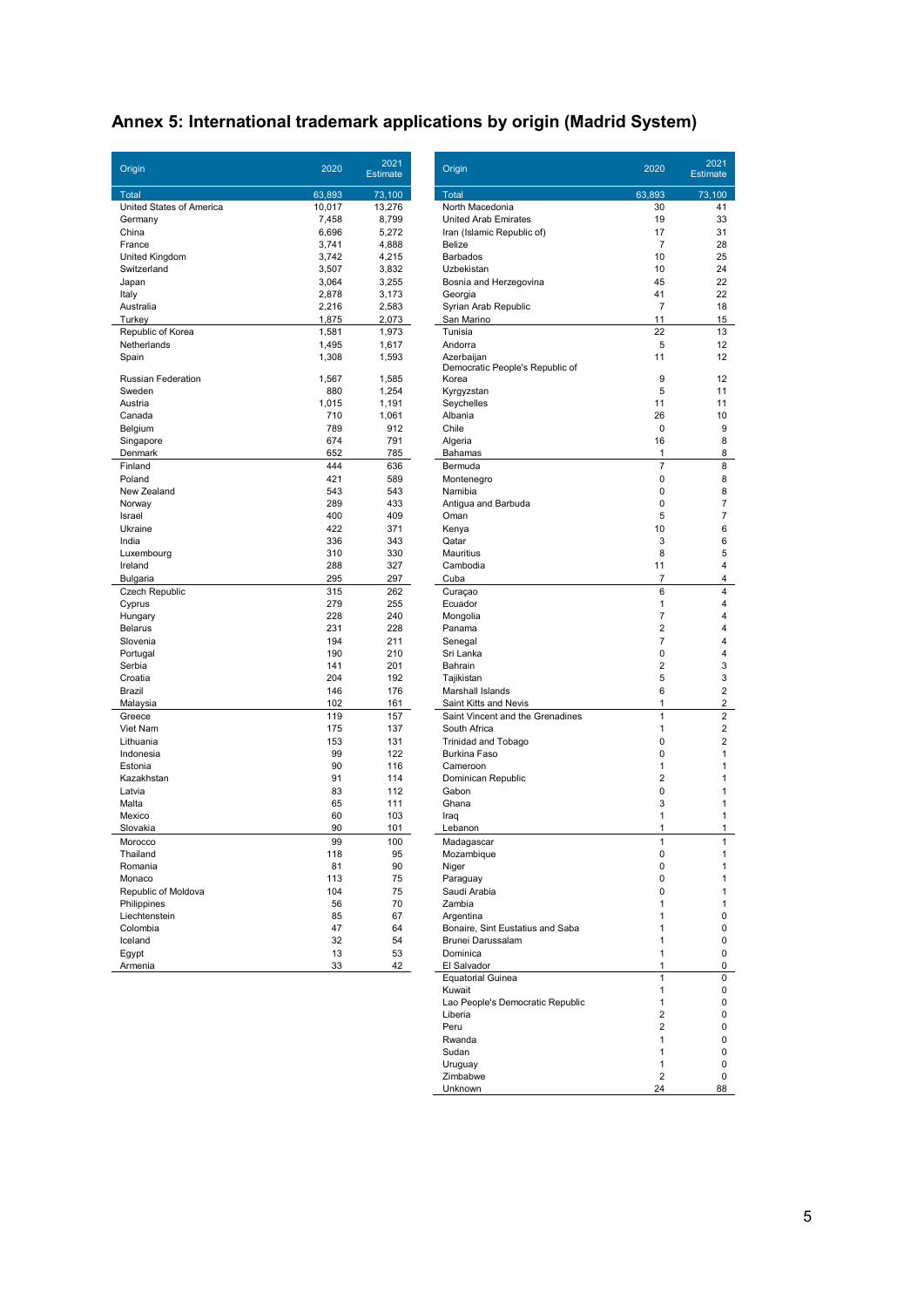## Annex 5: International trademark applications by origin (Madrid System)

| Origin | 2020 | 2021 Estimate |
|---|---|---|
| Total | 63,893 | 73,100 |
| United States of America | 10,017 | 13,276 |
| Germany | 7,458 | 8,799 |
| China | 6,696 | 5,272 |
| France | 3,741 | 4,888 |
| United Kingdom | 3,742 | 4,215 |
| Switzerland | 3,507 | 3,832 |
| Japan | 3,064 | 3,255 |
| Italy | 2,878 | 3,173 |
| Australia | 2,216 | 2,583 |
| Turkey | 1,875 | 2,073 |
| Republic of Korea | 1,581 | 1,973 |
| Netherlands | 1,495 | 1,617 |
| Spain | 1,308 | 1,593 |
| Russian Federation | 1,567 | 1,585 |
| Sweden | 880 | 1,254 |
| Austria | 1,015 | 1,191 |
| Canada | 710 | 1,061 |
| Belgium | 789 | 912 |
| Singapore | 674 | 791 |
| Denmark | 652 | 785 |
| Finland | 444 | 636 |
| Poland | 421 | 589 |
| New Zealand | 543 | 543 |
| Norway | 289 | 433 |
| Israel | 400 | 409 |
| Ukraine | 422 | 371 |
| India | 336 | 343 |
| Luxembourg | 310 | 330 |
| Ireland | 288 | 327 |
| Bulgaria | 295 | 297 |
| Czech Republic | 315 | 262 |
| Cyprus | 279 | 255 |
| Hungary | 228 | 240 |
| Belarus | 231 | 228 |
| Slovenia | 194 | 211 |
| Portugal | 190 | 210 |
| Serbia | 141 | 201 |
| Croatia | 204 | 192 |
| Brazil | 146 | 176 |
| Malaysia | 102 | 161 |
| Greece | 119 | 157 |
| Viet Nam | 175 | 137 |
| Lithuania | 153 | 131 |
| Indonesia | 99 | 122 |
| Estonia | 90 | 116 |
| Kazakhstan | 91 | 114 |
| Latvia | 83 | 112 |
| Malta | 65 | 111 |
| Mexico | 60 | 103 |
| Slovakia | 90 | 101 |
| Morocco | 99 | 100 |
| Thailand | 118 | 95 |
| Romania | 81 | 90 |
| Monaco | 113 | 75 |
| Republic of Moldova | 104 | 75 |
| Philippines | 56 | 70 |
| Liechtenstein | 85 | 67 |
| Colombia | 47 | 64 |
| Iceland | 32 | 54 |
| Egypt | 13 | 53 |
| Armenia | 33 | 42 |
| North Macedonia | 30 | 41 |
| United Arab Emirates | 19 | 33 |
| Iran (Islamic Republic of) | 17 | 31 |
| Belize | 7 | 28 |
| Barbados | 10 | 25 |
| Uzbekistan | 10 | 24 |
| Bosnia and Herzegovina | 45 | 22 |
| Georgia | 41 | 22 |
| Syrian Arab Republic | 7 | 18 |
| San Marino | 11 | 15 |
| Tunisia | 22 | 13 |
| Andorra | 5 | 12 |
| Azerbaijan | 11 | 12 |
| Democratic People's Republic of Korea | 9 | 12 |
| Kyrgyzstan | 5 | 11 |
| Seychelles | 11 | 11 |
| Albania | 26 | 10 |
| Chile | 0 | 9 |
| Algeria | 16 | 8 |
| Bahamas | 1 | 8 |
| Bermuda | 7 | 8 |
| Montenegro | 0 | 8 |
| Namibia | 0 | 8 |
| Antigua and Barbuda | 0 | 7 |
| Oman | 5 | 7 |
| Kenya | 10 | 6 |
| Qatar | 3 | 6 |
| Mauritius | 8 | 5 |
| Cambodia | 11 | 4 |
| Cuba | 7 | 4 |
| Curaçao | 6 | 4 |
| Ecuador | 1 | 4 |
| Mongolia | 7 | 4 |
| Panama | 2 | 4 |
| Senegal | 7 | 4 |
| Sri Lanka | 0 | 4 |
| Bahrain | 2 | 3 |
| Tajikistan | 5 | 3 |
| Marshall Islands | 6 | 2 |
| Saint Kitts and Nevis | 1 | 2 |
| Saint Vincent and the Grenadines | 1 | 2 |
| South Africa | 1 | 2 |
| Trinidad and Tobago | 0 | 2 |
| Burkina Faso | 0 | 1 |
| Cameroon | 1 | 1 |
| Dominican Republic | 2 | 1 |
| Gabon | 0 | 1 |
| Ghana | 3 | 1 |
| Iraq | 1 | 1 |
| Lebanon | 1 | 1 |
| Madagascar | 1 | 1 |
| Mozambique | 0 | 1 |
| Niger | 0 | 1 |
| Paraguay | 0 | 1 |
| Saudi Arabia | 0 | 1 |
| Zambia | 1 | 1 |
| Argentina | 1 | 0 |
| Bonaire, Sint Eustatius and Saba | 1 | 0 |
| Brunei Darussalam | 1 | 0 |
| Dominica | 1 | 0 |
| El Salvador | 1 | 0 |
| Equatorial Guinea | 1 | 0 |
| Kuwait | 1 | 0 |
| Lao People's Democratic Republic | 1 | 0 |
| Liberia | 2 | 0 |
| Peru | 2 | 0 |
| Rwanda | 1 | 0 |
| Sudan | 1 | 0 |
| Uruguay | 1 | 0 |
| Zimbabwe | 2 | 0 |
| Unknown | 24 | 88 |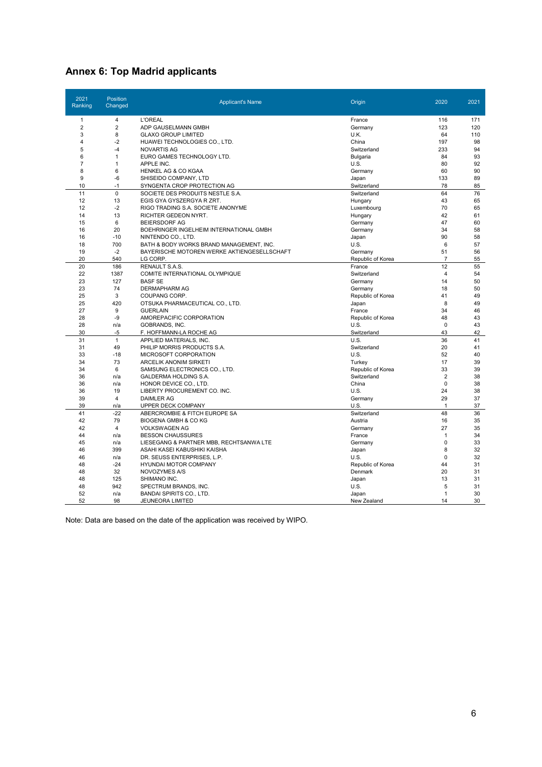## Annex 6: Top Madrid applicants

| 2021 Ranking | Position Changed | Applicant's Name | Origin | 2020 | 2021 |
|---|---|---|---|---|---|
| 1 | 4 | L'OREAL | France | 116 | 171 |
| 2 | 2 | ADP GAUSELMANN GMBH | Germany | 123 | 120 |
| 3 | 8 | GLAXO GROUP LIMITED | U.K. | 64 | 110 |
| 4 | -2 | HUAWEI TECHNOLOGIES CO., LTD. | China | 197 | 98 |
| 5 | -4 | NOVARTIS AG | Switzerland | 233 | 94 |
| 6 | 1 | EURO GAMES TECHNOLOGY LTD. | Bulgaria | 84 | 93 |
| 7 | 1 | APPLE INC. | U.S. | 80 | 92 |
| 8 | 6 | HENKEL AG & CO KGAA | Germany | 60 | 90 |
| 9 | -6 | SHISEIDO COMPANY, LTD | Japan | 133 | 89 |
| 10 | -1 | SYNGENTA CROP PROTECTION AG | Switzerland | 78 | 85 |
| 11 | 0 | SOCIETE DES PRODUITS NESTLE S.A. | Switzerland | 64 | 76 |
| 12 | 13 | EGIS GYA GYSZERGYA R ZRT. | Hungary | 43 | 65 |
| 12 | -2 | RIGO TRADING S.A. SOCIETE ANONYME | Luxembourg | 70 | 65 |
| 14 | 13 | RICHTER GEDEON NYRT. | Hungary | 42 | 61 |
| 15 | 6 | BEIERSDORF AG | Germany | 47 | 60 |
| 16 | 20 | BOEHRINGER INGELHEIM INTERNATIONAL GMBH | Germany | 34 | 58 |
| 16 | -10 | NINTENDO CO., LTD. | Japan | 90 | 58 |
| 18 | 700 | BATH & BODY WORKS BRAND MANAGEMENT, INC. | U.S. | 6 | 57 |
| 19 | -2 | BAYERISCHE MOTOREN WERKE AKTIENGESELLSCHAFT | Germany | 51 | 56 |
| 20 | 540 | LG CORP. | Republic of Korea | 7 | 55 |
| 20 | 186 | RENAULT S.A.S. | France | 12 | 55 |
| 22 | 1387 | COMITE INTERNATIONAL OLYMPIQUE | Switzerland | 4 | 54 |
| 23 | 127 | BASF SE | Germany | 14 | 50 |
| 23 | 74 | DERMAPHARM AG | Germany | 18 | 50 |
| 25 | 3 | COUPANG CORP. | Republic of Korea | 41 | 49 |
| 25 | 420 | OTSUKA PHARMACEUTICAL CO., LTD. | Japan | 8 | 49 |
| 27 | 9 | GUERLAIN | France | 34 | 46 |
| 28 | -9 | AMOREPACIFIC CORPORATION | Republic of Korea | 48 | 43 |
| 28 | n/a | GOBRANDS, INC. | U.S. | 0 | 43 |
| 30 | -5 | F. HOFFMANN-LA ROCHE AG | Switzerland | 43 | 42 |
| 31 | 1 | APPLIED MATERIALS, INC. | U.S. | 36 | 41 |
| 31 | 49 | PHILIP MORRIS PRODUCTS S.A. | Switzerland | 20 | 41 |
| 33 | -18 | MICROSOFT CORPORATION | U.S. | 52 | 40 |
| 34 | 73 | ARCELIK ANONIM SIRKETI | Turkey | 17 | 39 |
| 34 | 6 | SAMSUNG ELECTRONICS CO., LTD. | Republic of Korea | 33 | 39 |
| 36 | n/a | GALDERMA HOLDING S.A. | Switzerland | 2 | 38 |
| 36 | n/a | HONOR DEVICE CO., LTD. | China | 0 | 38 |
| 36 | 19 | LIBERTY PROCUREMENT CO. INC. | U.S. | 24 | 38 |
| 39 | 4 | DAIMLER AG | Germany | 29 | 37 |
| 39 | n/a | UPPER DECK COMPANY | U.S. | 1 | 37 |
| 41 | -22 | ABERCROMBIE & FITCH EUROPE SA | Switzerland | 48 | 36 |
| 42 | 79 | BIOGENA GMBH & CO KG | Austria | 16 | 35 |
| 42 | 4 | VOLKSWAGEN AG | Germany | 27 | 35 |
| 44 | n/a | BESSON CHAUSSURES | France | 1 | 34 |
| 45 | n/a | LIESEGANG & PARTNER MBB, RECHTSANWA LTE | Germany | 0 | 33 |
| 46 | 399 | ASAHI KASEI KABUSHIKI KAISHA | Japan | 8 | 32 |
| 46 | n/a | DR. SEUSS ENTERPRISES, L.P. | U.S. | 0 | 32 |
| 48 | -24 | HYUNDAI MOTOR COMPANY | Republic of Korea | 44 | 31 |
| 48 | 32 | NOVOZYMES A/S | Denmark | 20 | 31 |
| 48 | 125 | SHIMANO INC. | Japan | 13 | 31 |
| 48 | 942 | SPECTRUM BRANDS, INC. | U.S. | 5 | 31 |
| 52 | n/a | BANDAI SPIRITS CO., LTD. | Japan | 1 | 30 |
| 52 | 98 | JEUNEORA LIMITED | New Zealand | 14 | 30 |

Note: Data are based on the date of the application was received by WIPO.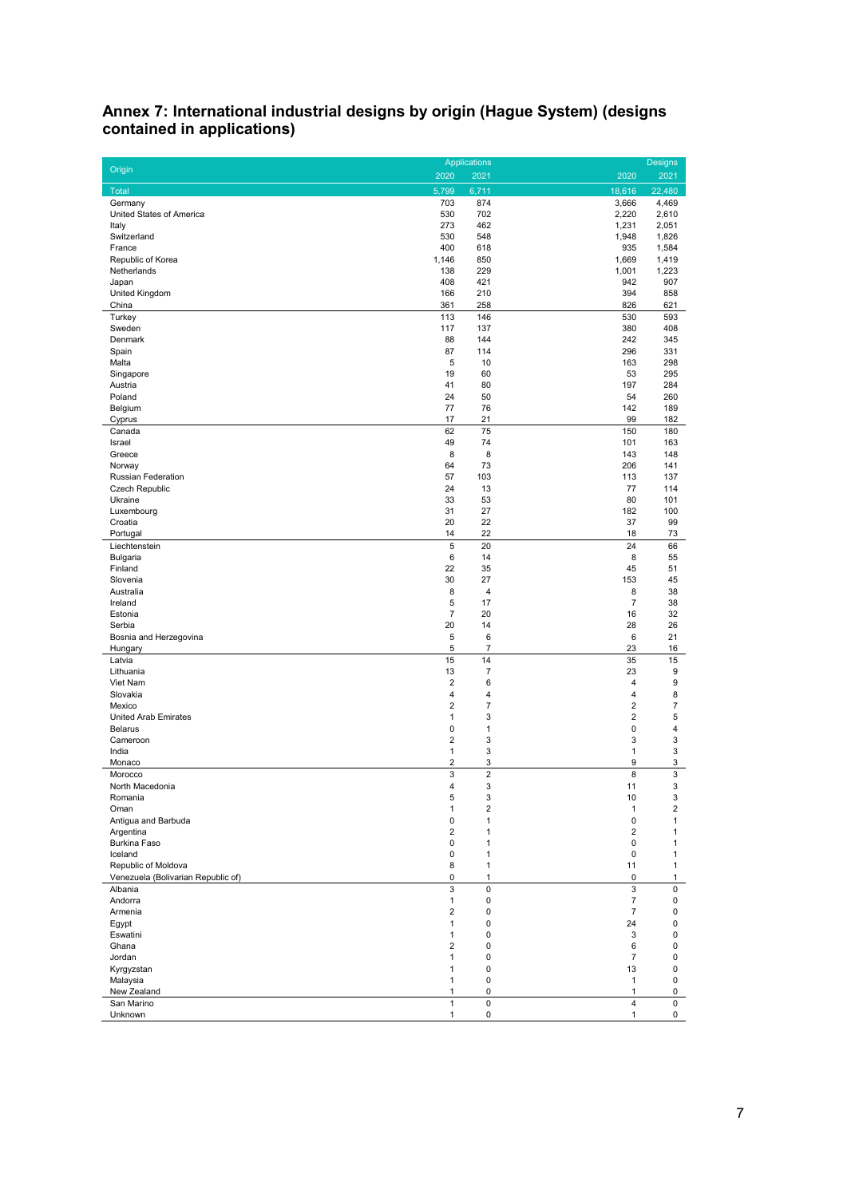## Annex 7: International industrial designs by origin (Hague System) (designs contained in applications)

| Origin | Applications | | Designs | |
|---|---|---|---|---|
| | 2020 | 2021 | 2020 | 2021 |
| Total | 5,799 | 6,711 | 18,616 | 22,480 |
| Germany | 703 | 874 | 3,666 | 4,469 |
| United States of America | 530 | 702 | 2,220 | 2,610 |
| Italy | 273 | 462 | 1,231 | 2,051 |
| Switzerland | 530 | 548 | 1,948 | 1,826 |
| France | 400 | 618 | 935 | 1,584 |
| Republic of Korea | 1,146 | 850 | 1,669 | 1,419 |
| Netherlands | 138 | 229 | 1,001 | 1,223 |
| Japan | 408 | 421 | 942 | 907 |
| United Kingdom | 166 | 210 | 394 | 858 |
| China | 361 | 258 | 826 | 621 |
| Turkey | 113 | 146 | 530 | 593 |
| Sweden | 117 | 137 | 380 | 408 |
| Denmark | 88 | 144 | 242 | 345 |
| Spain | 87 | 114 | 296 | 331 |
| Malta | 5 | 10 | 163 | 298 |
| Singapore | 19 | 60 | 53 | 295 |
| Austria | 41 | 80 | 197 | 284 |
| Poland | 24 | 50 | 54 | 260 |
| Belgium | 77 | 76 | 142 | 189 |
| Cyprus | 17 | 21 | 99 | 182 |
| Canada | 62 | 75 | 150 | 180 |
| Israel | 49 | 74 | 101 | 163 |
| Greece | 8 | 8 | 143 | 148 |
| Norway | 64 | 73 | 206 | 141 |
| Russian Federation | 57 | 103 | 113 | 137 |
| Czech Republic | 24 | 13 | 77 | 114 |
| Ukraine | 33 | 53 | 80 | 101 |
| Luxembourg | 31 | 27 | 182 | 100 |
| Croatia | 20 | 22 | 37 | 99 |
| Portugal | 14 | 22 | 18 | 73 |
| Liechtenstein | 5 | 20 | 24 | 66 |
| Bulgaria | 6 | 14 | 8 | 55 |
| Finland | 22 | 35 | 45 | 51 |
| Slovenia | 30 | 27 | 153 | 45 |
| Australia | 8 | 4 | 8 | 38 |
| Ireland | 5 | 17 | 7 | 38 |
| Estonia | 7 | 20 | 16 | 32 |
| Serbia | 20 | 14 | 28 | 26 |
| Bosnia and Herzegovina | 5 | 6 | 6 | 21 |
| Hungary | 5 | 7 | 23 | 16 |
| Latvia | 15 | 14 | 35 | 15 |
| Lithuania | 13 | 7 | 23 | 9 |
| Viet Nam | 2 | 6 | 4 | 9 |
| Slovakia | 4 | 4 | 4 | 8 |
| Mexico | 2 | 7 | 2 | 7 |
| United Arab Emirates | 1 | 3 | 2 | 5 |
| Belarus | 0 | 1 | 0 | 4 |
| Cameroon | 2 | 3 | 3 | 3 |
| India | 1 | 3 | 1 | 3 |
| Monaco | 2 | 3 | 9 | 3 |
| Morocco | 3 | 2 | 8 | 3 |
| North Macedonia | 4 | 3 | 11 | 3 |
| Romania | 5 | 3 | 10 | 3 |
| Oman | 1 | 2 | 1 | 2 |
| Antigua and Barbuda | 0 | 1 | 0 | 1 |
| Argentina | 2 | 1 | 2 | 1 |
| Burkina Faso | 0 | 1 | 0 | 1 |
| Iceland | 0 | 1 | 0 | 1 |
| Republic of Moldova | 8 | 1 | 11 | 1 |
| Venezuela (Bolivarian Republic of) | 0 | 1 | 0 | 1 |
| Albania | 3 | 0 | 3 | 0 |
| Andorra | 1 | 0 | 7 | 0 |
| Armenia | 2 | 0 | 7 | 0 |
| Egypt | 1 | 0 | 24 | 0 |
| Eswatini | 1 | 0 | 3 | 0 |
| Ghana | 2 | 0 | 6 | 0 |
| Jordan | 1 | 0 | 7 | 0 |
| Kyrgyzstan | 1 | 0 | 13 | 0 |
| Malaysia | 1 | 0 | 1 | 0 |
| New Zealand | 1 | 0 | 1 | 0 |
| San Marino | 1 | 0 | 4 | 0 |
| Unknown | 1 | 0 | 1 | 0 |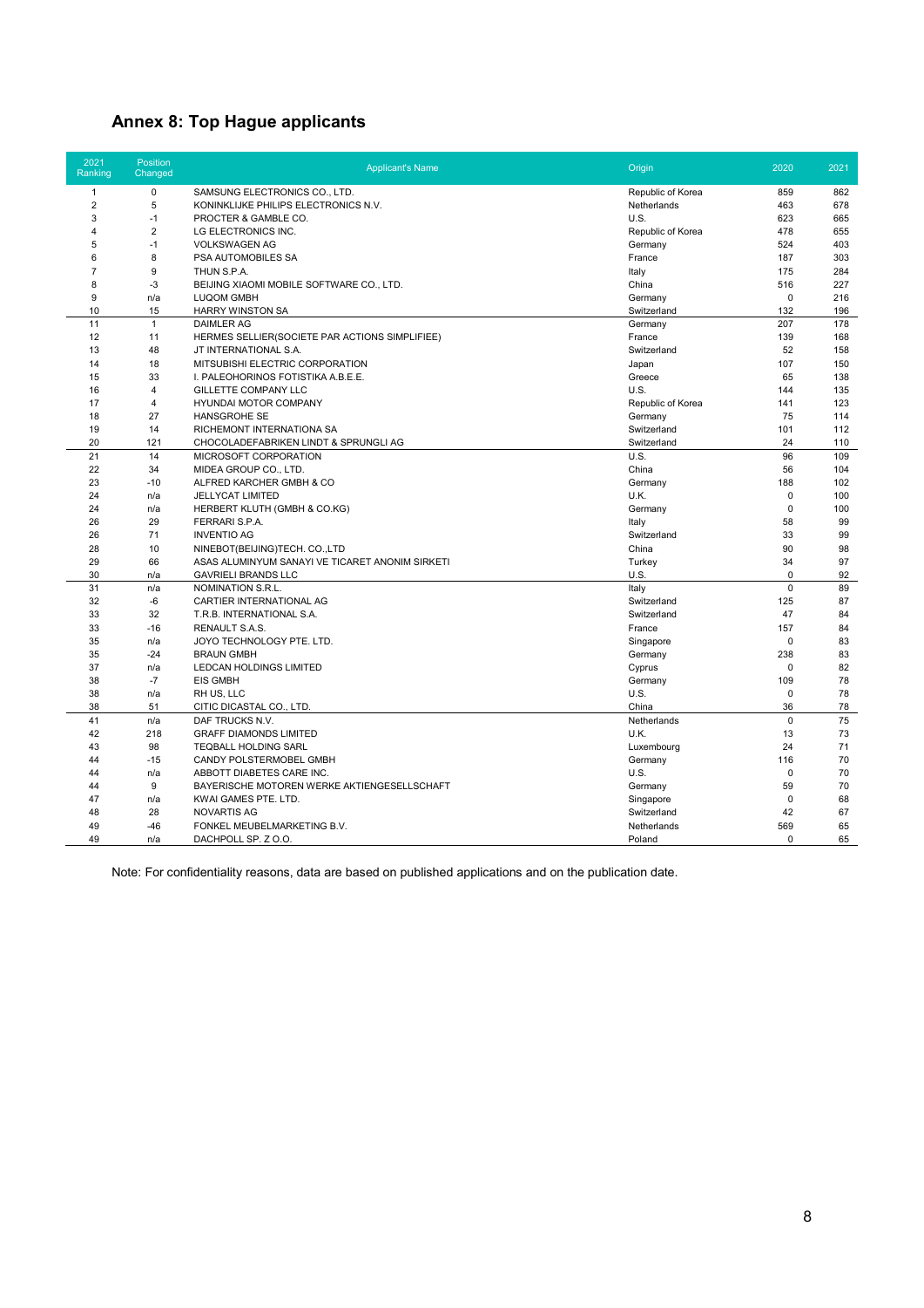## Annex 8: Top Hague applicants

| 2021 Ranking | Position Changed | Applicant's Name | Origin | 2020 | 2021 |
|---|---|---|---|---|---|
| 1 | 0 | SAMSUNG ELECTRONICS CO., LTD. | Republic of Korea | 859 | 862 |
| 2 | 5 | KONINKLIJKE PHILIPS ELECTRONICS N.V. | Netherlands | 463 | 678 |
| 3 | -1 | PROCTER & GAMBLE CO. | U.S. | 623 | 665 |
| 4 | 2 | LG ELECTRONICS INC. | Republic of Korea | 478 | 655 |
| 5 | -1 | VOLKSWAGEN AG | Germany | 524 | 403 |
| 6 | 8 | PSA AUTOMOBILES SA | France | 187 | 303 |
| 7 | 9 | THUN S.P.A. | Italy | 175 | 284 |
| 8 | -3 | BEIJING XIAOMI MOBILE SOFTWARE CO., LTD. | China | 516 | 227 |
| 9 | n/a | LUQOM GMBH | Germany | 0 | 216 |
| 10 | 15 | HARRY WINSTON SA | Switzerland | 132 | 196 |
| 11 | 1 | DAIMLER AG | Germany | 207 | 178 |
| 12 | 11 | HERMES SELLIER(SOCIETE PAR ACTIONS SIMPLIFIEE) | France | 139 | 168 |
| 13 | 48 | JT INTERNATIONAL S.A. | Switzerland | 52 | 158 |
| 14 | 18 | MITSUBISHI ELECTRIC CORPORATION | Japan | 107 | 150 |
| 15 | 33 | I. PALEOHORINOS FOTISTIKA A.B.E.E. | Greece | 65 | 138 |
| 16 | 4 | GILLETTE COMPANY LLC | U.S. | 144 | 135 |
| 17 | 4 | HYUNDAI MOTOR COMPANY | Republic of Korea | 141 | 123 |
| 18 | 27 | HANSGROHE SE | Germany | 75 | 114 |
| 19 | 14 | RICHEMONT INTERNATIONA SA | Switzerland | 101 | 112 |
| 20 | 121 | CHOCOLADEFABRIKEN LINDT & SPRUNGLI AG | Switzerland | 24 | 110 |
| 21 | 14 | MICROSOFT CORPORATION | U.S. | 96 | 109 |
| 22 | 34 | MIDEA GROUP CO., LTD. | China | 56 | 104 |
| 23 | -10 | ALFRED KARCHER GMBH & CO | Germany | 188 | 102 |
| 24 | n/a | JELLYCAT LIMITED | U.K. | 0 | 100 |
| 24 | n/a | HERBERT KLUTH (GMBH & CO.KG) | Germany | 0 | 100 |
| 26 | 29 | FERRARI S.P.A. | Italy | 58 | 99 |
| 26 | 71 | INVENTIO AG | Switzerland | 33 | 99 |
| 28 | 10 | NINEBOT(BEIJING)TECH. CO.,LTD | China | 90 | 98 |
| 29 | 66 | ASAS ALUMINYUM SANAYI VE TICARET ANONIM SIRKETI | Turkey | 34 | 97 |
| 30 | n/a | GAVRIELI BRANDS LLC | U.S. | 0 | 92 |
| 31 | n/a | NOMINATION S.R.L. | Italy | 0 | 89 |
| 32 | -6 | CARTIER INTERNATIONAL AG | Switzerland | 125 | 87 |
| 33 | 32 | T.R.B. INTERNATIONAL S.A. | Switzerland | 47 | 84 |
| 33 | -16 | RENAULT S.A.S. | France | 157 | 84 |
| 35 | n/a | JOYO TECHNOLOGY PTE. LTD. | Singapore | 0 | 83 |
| 35 | -24 | BRAUN GMBH | Germany | 238 | 83 |
| 37 | n/a | LEDCAN HOLDINGS LIMITED | Cyprus | 0 | 82 |
| 38 | -7 | EIS GMBH | Germany | 109 | 78 |
| 38 | n/a | RH US, LLC | U.S. | 0 | 78 |
| 38 | 51 | CITIC DICASTAL CO., LTD. | China | 36 | 78 |
| 41 | n/a | DAF TRUCKS N.V. | Netherlands | 0 | 75 |
| 42 | 218 | GRAFF DIAMONDS LIMITED | U.K. | 13 | 73 |
| 43 | 98 | TEQBALL HOLDING SARL | Luxembourg | 24 | 71 |
| 44 | -15 | CANDY POLSTERMOBEL GMBH | Germany | 116 | 70 |
| 44 | n/a | ABBOTT DIABETES CARE INC. | U.S. | 0 | 70 |
| 44 | 9 | BAYERISCHE MOTOREN WERKE AKTIENGESELLSCHAFT | Germany | 59 | 70 |
| 47 | n/a | KWAI GAMES PTE. LTD. | Singapore | 0 | 68 |
| 48 | 28 | NOVARTIS AG | Switzerland | 42 | 67 |
| 49 | -46 | FONKEL MEUBELMARKETING B.V. | Netherlands | 569 | 65 |
| 49 | n/a | DACHPOLL SP. Z O.O. | Poland | 0 | 65 |

Note: For confidentiality reasons, data are based on published applications and on the publication date.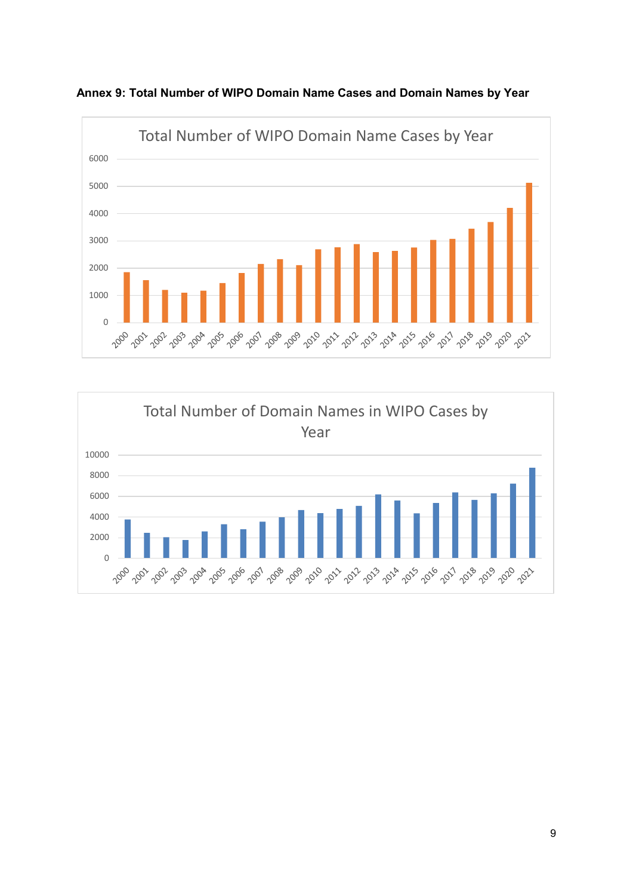**Annex 9: Total Number of WIPO Domain Name Cases and Domain Names by Year**

Total Number of WIPO Domain Name Cases by Year

Total Number of Domain Names in WIPO Cases by Year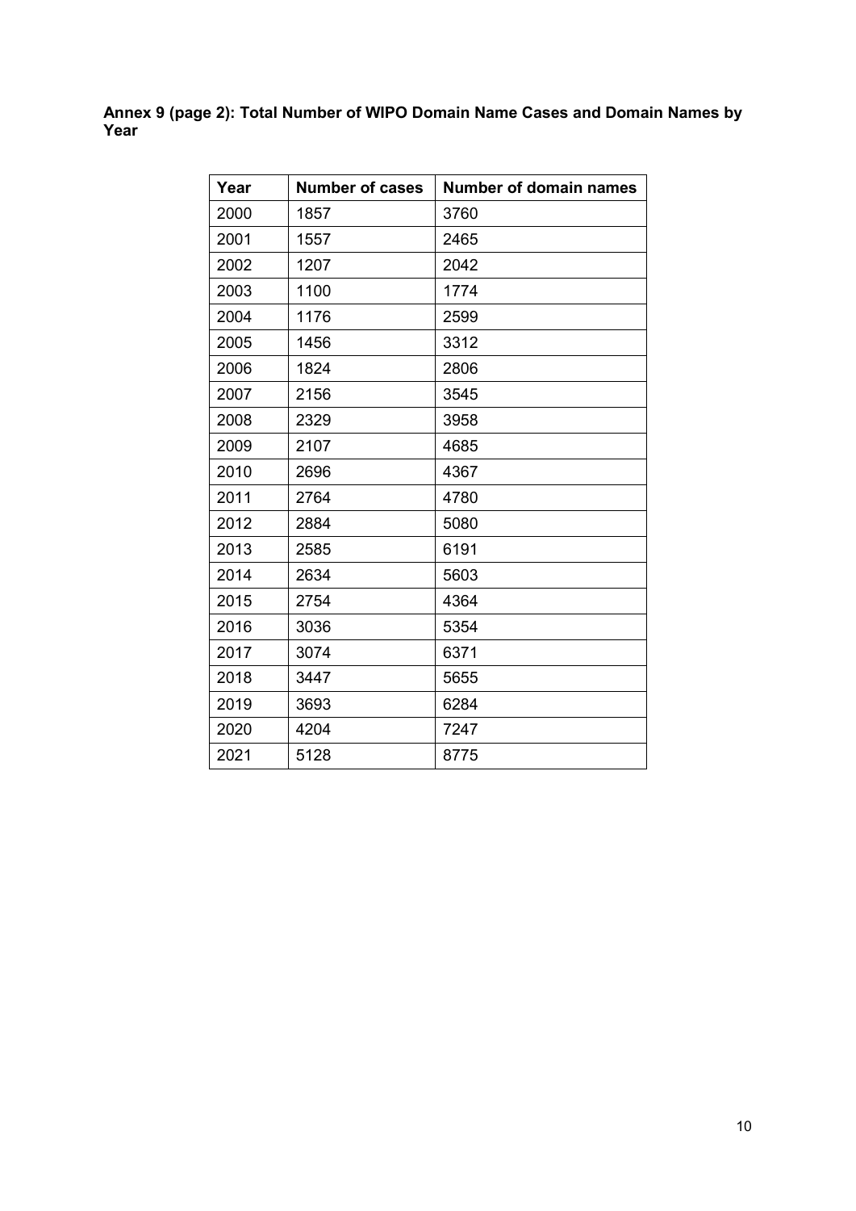**Annex 9 (page 2): Total Number of WIPO Domain Name Cases and Domain Names by Year**

| Year | Number of cases | Number of domain names |
|---|---|---|
| 2000 | 1857 | 3760 |
| 2001 | 1557 | 2465 |
| 2002 | 1207 | 2042 |
| 2003 | 1100 | 1774 |
| 2004 | 1176 | 2599 |
| 2005 | 1456 | 3312 |
| 2006 | 1824 | 2806 |
| 2007 | 2156 | 3545 |
| 2008 | 2329 | 3958 |
| 2009 | 2107 | 4685 |
| 2010 | 2696 | 4367 |
| 2011 | 2764 | 4780 |
| 2012 | 2884 | 5080 |
| 2013 | 2585 | 6191 |
| 2014 | 2634 | 5603 |
| 2015 | 2754 | 4364 |
| 2016 | 3036 | 5354 |
| 2017 | 3074 | 6371 |
| 2018 | 3447 | 5655 |
| 2019 | 3693 | 6284 |
| 2020 | 4204 | 7247 |
| 2021 | 5128 | 8775 |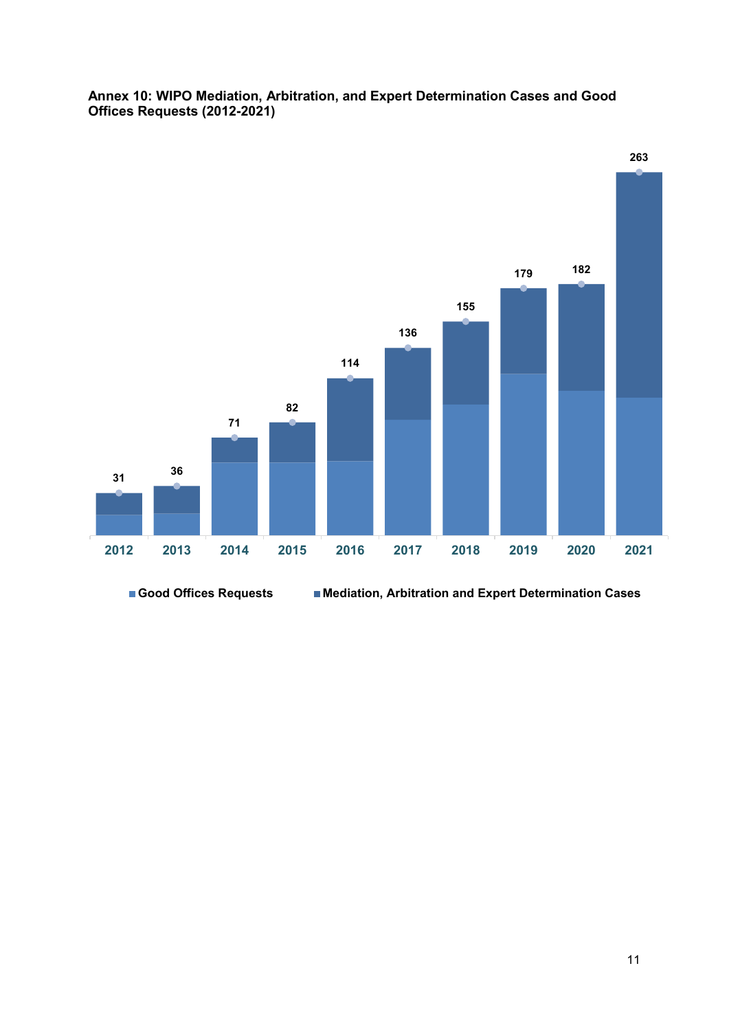**Annex 10: WIPO Mediation, Arbitration, and Expert Determination Cases and Good Offices Requests (2012-2021)**

| Year | Total |
|---|---|
| 2012 | 31 |
| 2013 | 36 |
| 2014 | 71 |
| 2015 | 82 |
| 2016 | 114 |
| 2017 | 136 |
| 2018 | 155 |
| 2019 | 179 |
| 2020 | 182 |
| 2021 | 263 |

Good Offices Requests; Mediation, Arbitration and Expert Determination Cases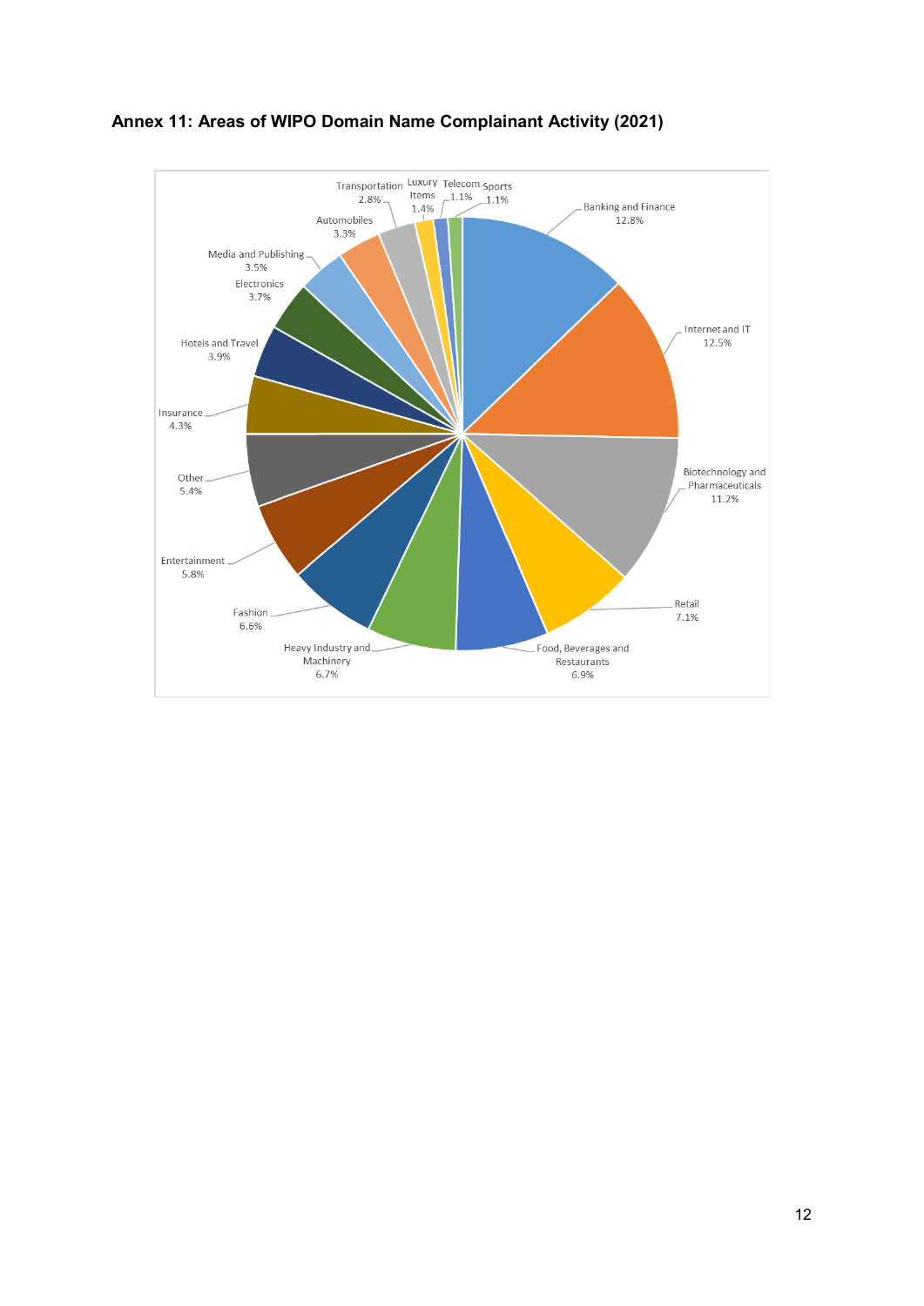**Annex 11: Areas of WIPO Domain Name Complainant Activity (2021)**

| Area | Share |
| --- | --- |
| Banking and Finance | 12.8% |
| Internet and IT | 12.5% |
| Biotechnology and Pharmaceuticals | 11.2% |
| Retail | 7.1% |
| Food, Beverages and Restaurants | 6.9% |
| Heavy Industry and Machinery | 6.7% |
| Fashion | 6.6% |
| Entertainment | 5.8% |
| Other | 5.4% |
| Insurance | 4.3% |
| Hotels and Travel | 3.9% |
| Electronics | 3.7% |
| Media and Publishing | 3.5% |
| Automobiles | 3.3% |
| Transportation | 2.8% |
| Luxury Items | 1.4% |
| Telecom | 1.1% |
| Sports | 1.1% |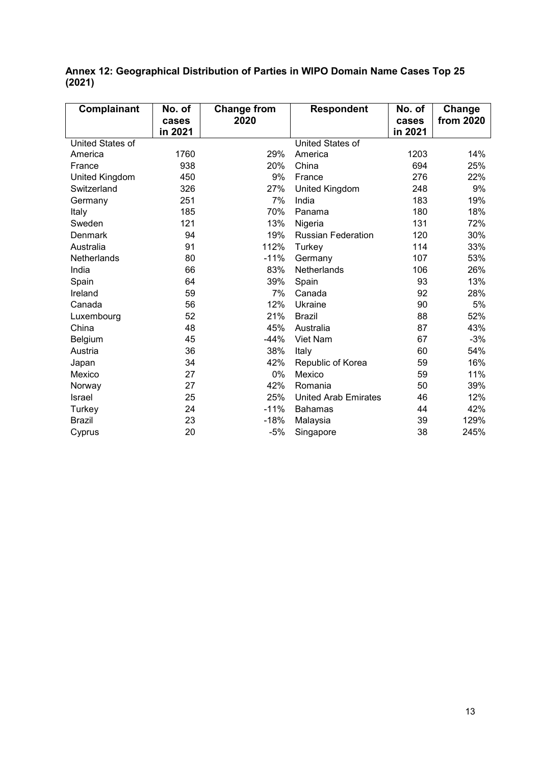**Annex 12: Geographical Distribution of Parties in WIPO Domain Name Cases Top 25 (2021)**

| Complainant | No. of cases in 2021 | Change from 2020 | Respondent | No. of cases in 2021 | Change from 2020 |
|---|---|---|---|---|---|
| United States of America | 1760 | 29% | United States of America | 1203 | 14% |
| France | 938 | 20% | China | 694 | 25% |
| United Kingdom | 450 | 9% | France | 276 | 22% |
| Switzerland | 326 | 27% | United Kingdom | 248 | 9% |
| Germany | 251 | 7% | India | 183 | 19% |
| Italy | 185 | 70% | Panama | 180 | 18% |
| Sweden | 121 | 13% | Nigeria | 131 | 72% |
| Denmark | 94 | 19% | Russian Federation | 120 | 30% |
| Australia | 91 | 112% | Turkey | 114 | 33% |
| Netherlands | 80 | -11% | Germany | 107 | 53% |
| India | 66 | 83% | Netherlands | 106 | 26% |
| Spain | 64 | 39% | Spain | 93 | 13% |
| Ireland | 59 | 7% | Canada | 92 | 28% |
| Canada | 56 | 12% | Ukraine | 90 | 5% |
| Luxembourg | 52 | 21% | Brazil | 88 | 52% |
| China | 48 | 45% | Australia | 87 | 43% |
| Belgium | 45 | -44% | Viet Nam | 67 | -3% |
| Austria | 36 | 38% | Italy | 60 | 54% |
| Japan | 34 | 42% | Republic of Korea | 59 | 16% |
| Mexico | 27 | 0% | Mexico | 59 | 11% |
| Norway | 27 | 42% | Romania | 50 | 39% |
| Israel | 25 | 25% | United Arab Emirates | 46 | 12% |
| Turkey | 24 | -11% | Bahamas | 44 | 42% |
| Brazil | 23 | -18% | Malaysia | 39 | 129% |
| Cyprus | 20 | -5% | Singapore | 38 | 245% |